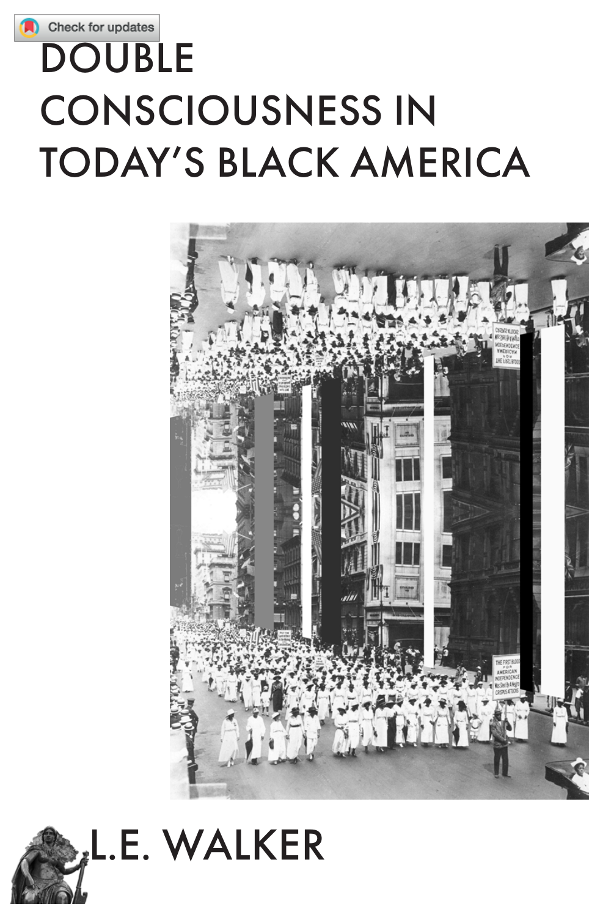# DOUBLE CONSCIOUSNESS IN TODAY'S BLACK AMERICA

L.E. WALKER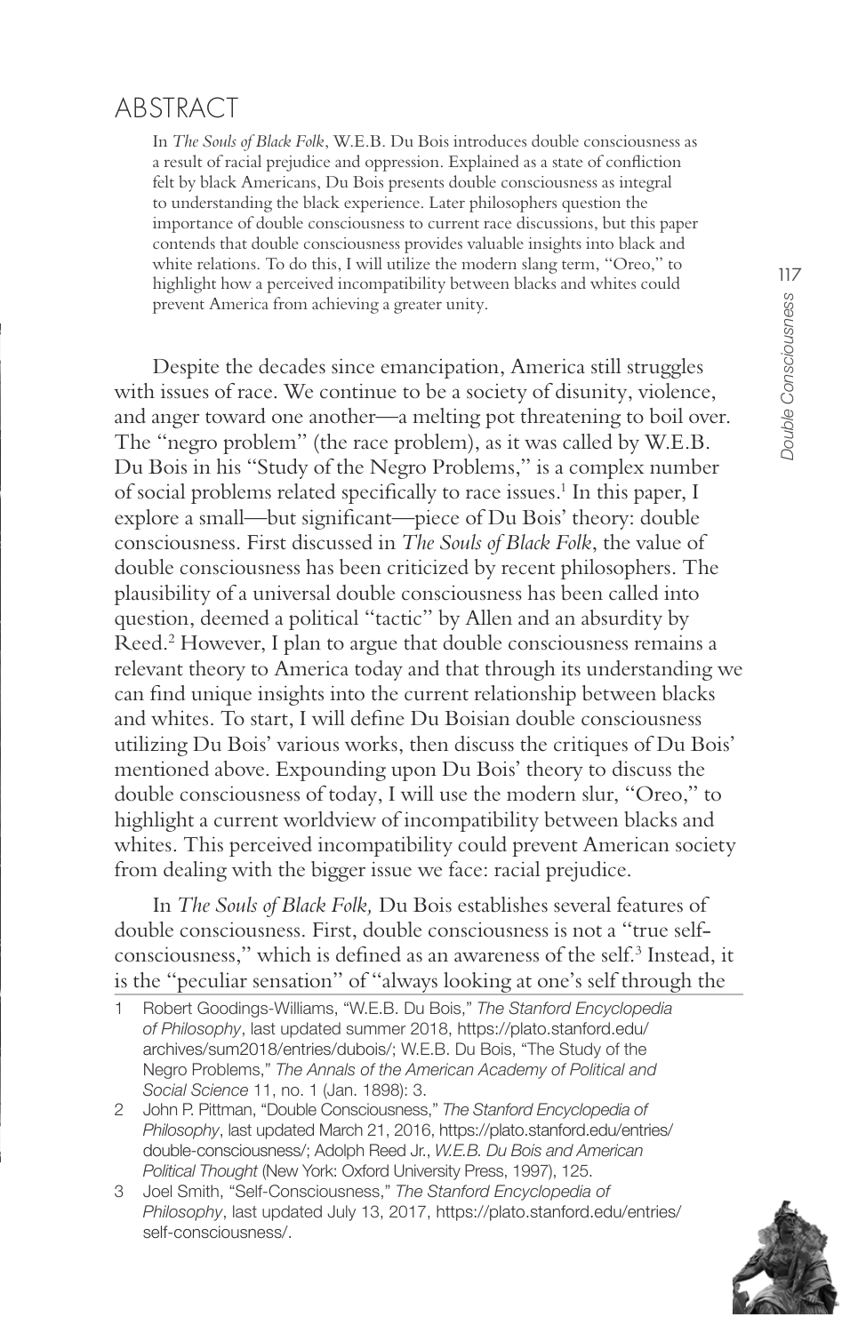## ABSTRACT

In *The Souls of Black Folk*, W.E.B. Du Bois introduces double consciousness as a result of racial prejudice and oppression. Explained as a state of confliction felt by black Americans, Du Bois presents double consciousness as integral to understanding the black experience. Later philosophers question the importance of double consciousness to current race discussions, but this paper contends that double consciousness provides valuable insights into black and white relations. To do this, I will utilize the modern slang term, "Oreo," to highlight how a perceived incompatibility between blacks and whites could prevent America from achieving a greater unity.

Despite the decades since emancipation, America still struggles with issues of race. We continue to be a society of disunity, violence, and anger toward one another—a melting pot threatening to boil over. The "negro problem" (the race problem), as it was called by W.E.B. Du Bois in his "Study of the Negro Problems," is a complex number of social problems related specifically to race issues.[1] In this paper, I explore a small—but significant—piece of Du Bois' theory: double consciousness. First discussed in *The Souls of Black Folk*, the value of double consciousness has been criticized by recent philosophers. The plausibility of a universal double consciousness has been called into question, deemed a political "tactic" by Allen and an absurdity by Reed.[2] However, I plan to argue that double consciousness remains a relevant theory to America today and that through its understanding we can find unique insights into the current relationship between blacks and whites. To start, I will define Du Boisian double consciousness utilizing Du Bois' various works, then discuss the critiques of Du Bois' mentioned above. Expounding upon Du Bois' theory to discuss the double consciousness of today, I will use the modern slur, "Oreo," to highlight a current worldview of incompatibility between blacks and whites. This perceived incompatibility could prevent American society from dealing with the bigger issue we face: racial prejudice.

In *The Souls of Black Folk,* Du Bois establishes several features of double consciousness. First, double consciousness is not a "true self-consciousness," which is defined as an awareness of the self.[3] Instead, it is the "peculiar sensation" of "always looking at one's self through the

1 Robert Goodings-Williams, "W.E.B. Du Bois," *The Stanford Encyclopedia of Philosophy*, last updated summer 2018, https://plato.stanford.edu/archives/sum2018/entries/dubois/; W.E.B. Du Bois, "The Study of the Negro Problems," *The Annals of the American Academy of Political and Social Science* 11, no. 1 (Jan. 1898): 3.

2 John P. Pittman, "Double Consciousness," *The Stanford Encyclopedia of Philosophy*, last updated March 21, 2016, https://plato.stanford.edu/entries/double-consciousness/; Adolph Reed Jr., *W.E.B. Du Bois and American Political Thought* (New York: Oxford University Press, 1997), 125.

3 Joel Smith, "Self-Consciousness," *The Stanford Encyclopedia of Philosophy*, last updated July 13, 2017, https://plato.stanford.edu/entries/self-consciousness/.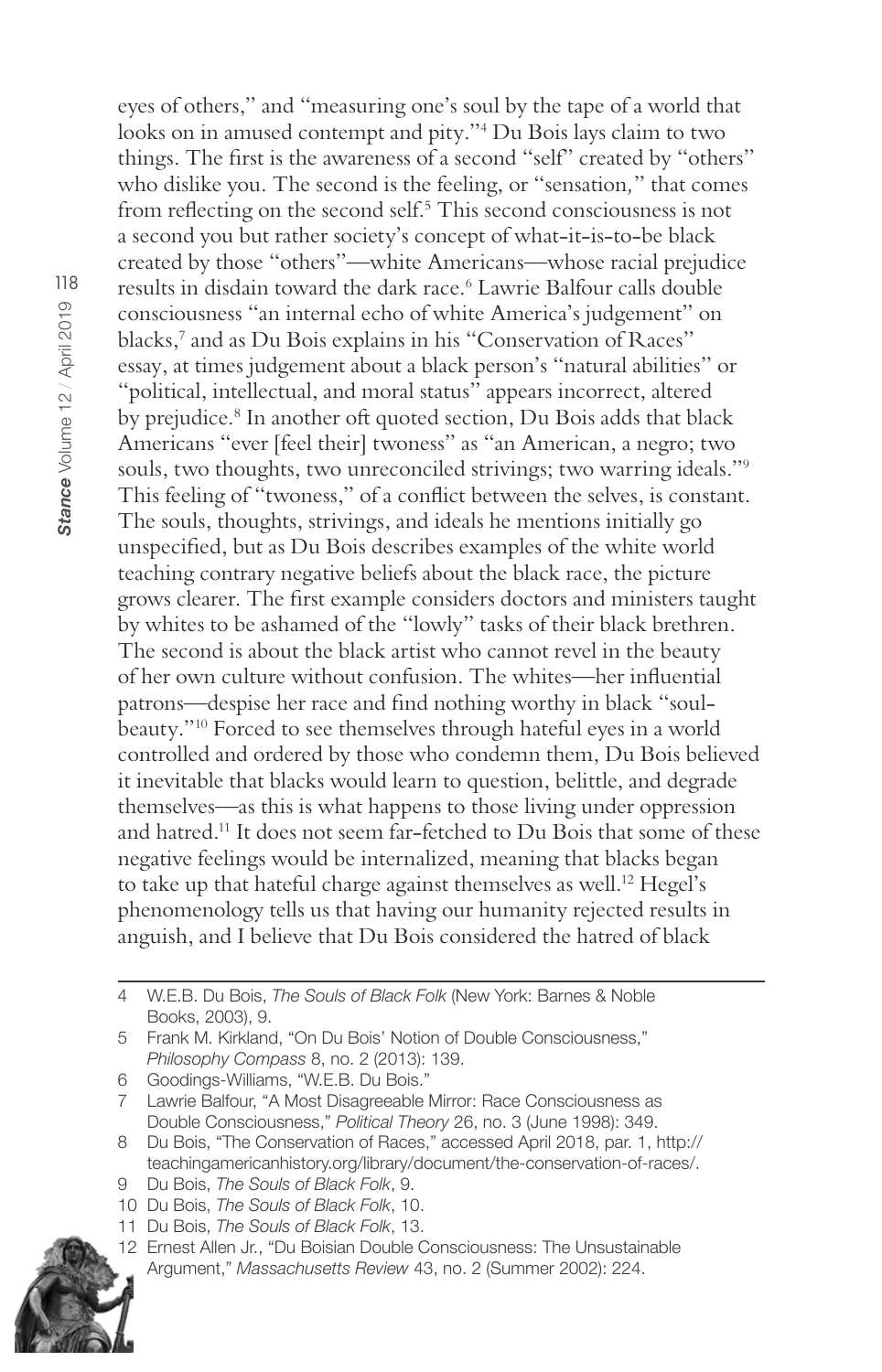eyes of others," and "measuring one's soul by the tape of a world that looks on in amused contempt and pity."[4] Du Bois lays claim to two things. The first is the awareness of a second "self" created by "others" who dislike you. The second is the feeling, or "sensation," that comes from reflecting on the second self.[5] This second consciousness is not a second you but rather society's concept of what-it-is-to-be black created by those "others"—white Americans—whose racial prejudice results in disdain toward the dark race.[6] Lawrie Balfour calls double consciousness "an internal echo of white America's judgement" on blacks,[7] and as Du Bois explains in his "Conservation of Races" essay, at times judgement about a black person's "natural abilities" or "political, intellectual, and moral status" appears incorrect, altered by prejudice.[8] In another oft quoted section, Du Bois adds that black Americans "ever [feel their] twoness" as "an American, a negro; two souls, two thoughts, two unreconciled strivings; two warring ideals."[9] This feeling of "twoness," of a conflict between the selves, is constant. The souls, thoughts, strivings, and ideals he mentions initially go unspecified, but as Du Bois describes examples of the white world teaching contrary negative beliefs about the black race, the picture grows clearer. The first example considers doctors and ministers taught by whites to be ashamed of the "lowly" tasks of their black brethren. The second is about the black artist who cannot revel in the beauty of her own culture without confusion. The whites—her influential patrons—despise her race and find nothing worthy in black "soul-beauty."[10] Forced to see themselves through hateful eyes in a world controlled and ordered by those who condemn them, Du Bois believed it inevitable that blacks would learn to question, belittle, and degrade themselves—as this is what happens to those living under oppression and hatred.[11] It does not seem far-fetched to Du Bois that some of these negative feelings would be internalized, meaning that blacks began to take up that hateful charge against themselves as well.[12] Hegel's phenomenology tells us that having our humanity rejected results in anguish, and I believe that Du Bois considered the hatred of black

---

4 W.E.B. Du Bois, *The Souls of Black Folk* (New York: Barnes & Noble Books, 2003), 9.

5 Frank M. Kirkland, "On Du Bois' Notion of Double Consciousness," *Philosophy Compass* 8, no. 2 (2013): 139.

6 Goodings-Williams, "W.E.B. Du Bois."

7 Lawrie Balfour, "A Most Disagreeable Mirror: Race Consciousness as Double Consciousness," *Political Theory* 26, no. 3 (June 1998): 349.

8 Du Bois, "The Conservation of Races," accessed April 2018, par. 1, http://teachingamericanhistory.org/library/document/the-conservation-of-races/.

9 Du Bois, *The Souls of Black Folk*, 9.

10 Du Bois, *The Souls of Black Folk*, 10.

11 Du Bois, *The Souls of Black Folk*, 13.

12 Ernest Allen Jr., "Du Boisian Double Consciousness: The Unsustainable Argument," *Massachusetts Review* 43, no. 2 (Summer 2002): 224.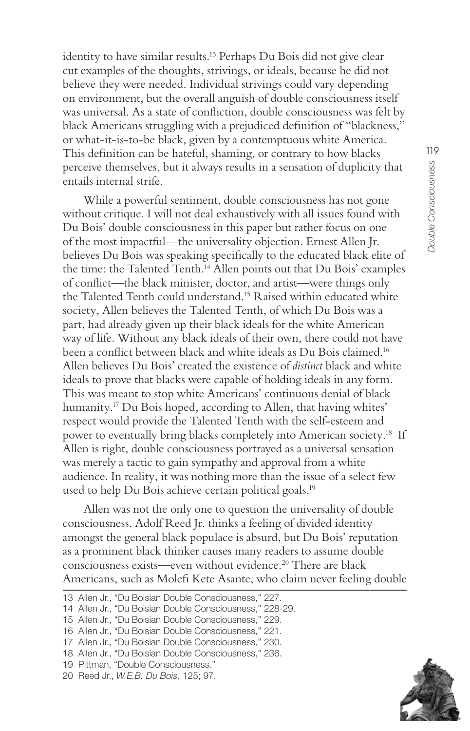identity to have similar results.[13] Perhaps Du Bois did not give clear cut examples of the thoughts, strivings, or ideals, because he did not believe they were needed. Individual strivings could vary depending on environment, but the overall anguish of double consciousness itself was universal. As a state of confliction, double consciousness was felt by black Americans struggling with a prejudiced definition of "blackness," or what-it-is-to-be black, given by a contemptuous white America. This definition can be hateful, shaming, or contrary to how blacks perceive themselves, but it always results in a sensation of duplicity that entails internal strife.

While a powerful sentiment, double consciousness has not gone without critique. I will not deal exhaustively with all issues found with Du Bois' double consciousness in this paper but rather focus on one of the most impactful—the universality objection. Ernest Allen Jr. believes Du Bois was speaking specifically to the educated black elite of the time: the Talented Tenth.[14] Allen points out that Du Bois' examples of conflict—the black minister, doctor, and artist—were things only the Talented Tenth could understand.[15] Raised within educated white society, Allen believes the Talented Tenth, of which Du Bois was a part, had already given up their black ideals for the white American way of life. Without any black ideals of their own, there could not have been a conflict between black and white ideals as Du Bois claimed.[16] Allen believes Du Bois' created the existence of *distinct* black and white ideals to prove that blacks were capable of holding ideals in any form. This was meant to stop white Americans' continuous denial of black humanity.[17] Du Bois hoped, according to Allen, that having whites' respect would provide the Talented Tenth with the self-esteem and power to eventually bring blacks completely into American society.[18] If Allen is right, double consciousness portrayed as a universal sensation was merely a tactic to gain sympathy and approval from a white audience. In reality, it was nothing more than the issue of a select few used to help Du Bois achieve certain political goals.[19]

Allen was not the only one to question the universality of double consciousness. Adolf Reed Jr. thinks a feeling of divided identity amongst the general black populace is absurd, but Du Bois' reputation as a prominent black thinker causes many readers to assume double consciousness exists—even without evidence.[20] There are black Americans, such as Molefi Kete Asante, who claim never feeling double

13 Allen Jr., "Du Boisian Double Consciousness," 227.

14 Allen Jr., "Du Boisian Double Consciousness," 228-29.

15 Allen Jr., "Du Boisian Double Consciousness," 229.

16 Allen Jr., "Du Boisian Double Consciousness," 221.

17 Allen Jr., "Du Boisian Double Consciousness," 230.

18 Allen Jr., "Du Boisian Double Consciousness," 236.

19 Pittman, "Double Consciousness."

20 Reed Jr., *W.E.B. Du Bois*, 125; 97.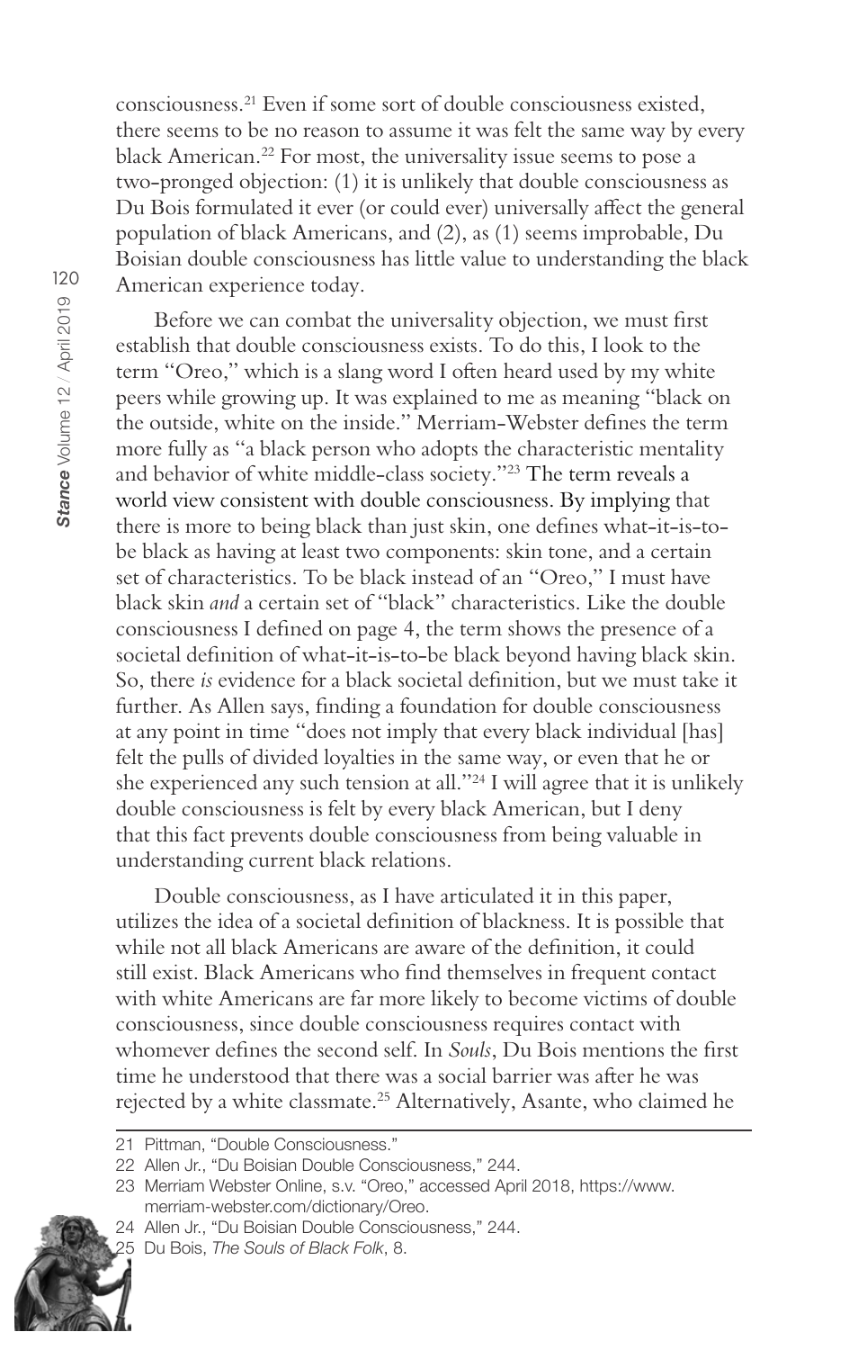consciousness.[21] Even if some sort of double consciousness existed, there seems to be no reason to assume it was felt the same way by every black American.[22] For most, the universality issue seems to pose a two-pronged objection: (1) it is unlikely that double consciousness as Du Bois formulated it ever (or could ever) universally affect the general population of black Americans, and (2), as (1) seems improbable, Du Boisian double consciousness has little value to understanding the black American experience today.

Before we can combat the universality objection, we must first establish that double consciousness exists. To do this, I look to the term "Oreo," which is a slang word I often heard used by my white peers while growing up. It was explained to me as meaning "black on the outside, white on the inside." Merriam-Webster defines the term more fully as "a black person who adopts the characteristic mentality and behavior of white middle-class society."[23] The term reveals a world view consistent with double consciousness. By implying that there is more to being black than just skin, one defines what-it-is-to-be black as having at least two components: skin tone, and a certain set of characteristics. To be black instead of an "Oreo," I must have black skin *and* a certain set of "black" characteristics. Like the double consciousness I defined on page 4, the term shows the presence of a societal definition of what-it-is-to-be black beyond having black skin. So, there *is* evidence for a black societal definition, but we must take it further. As Allen says, finding a foundation for double consciousness at any point in time "does not imply that every black individual [has] felt the pulls of divided loyalties in the same way, or even that he or she experienced any such tension at all."[24] I will agree that it is unlikely double consciousness is felt by every black American, but I deny that this fact prevents double consciousness from being valuable in understanding current black relations.

Double consciousness, as I have articulated it in this paper, utilizes the idea of a societal definition of blackness. It is possible that while not all black Americans are aware of the definition, it could still exist. Black Americans who find themselves in frequent contact with white Americans are far more likely to become victims of double consciousness, since double consciousness requires contact with whomever defines the second self. In *Souls*, Du Bois mentions the first time he understood that there was a social barrier was after he was rejected by a white classmate.[25] Alternatively, Asante, who claimed he

---

21 Pittman, "Double Consciousness."

22 Allen Jr., "Du Boisian Double Consciousness," 244.

23 Merriam Webster Online, s.v. "Oreo," accessed April 2018, https://www.merriam-webster.com/dictionary/Oreo.

24 Allen Jr., "Du Boisian Double Consciousness," 244.

25 Du Bois, *The Souls of Black Folk*, 8.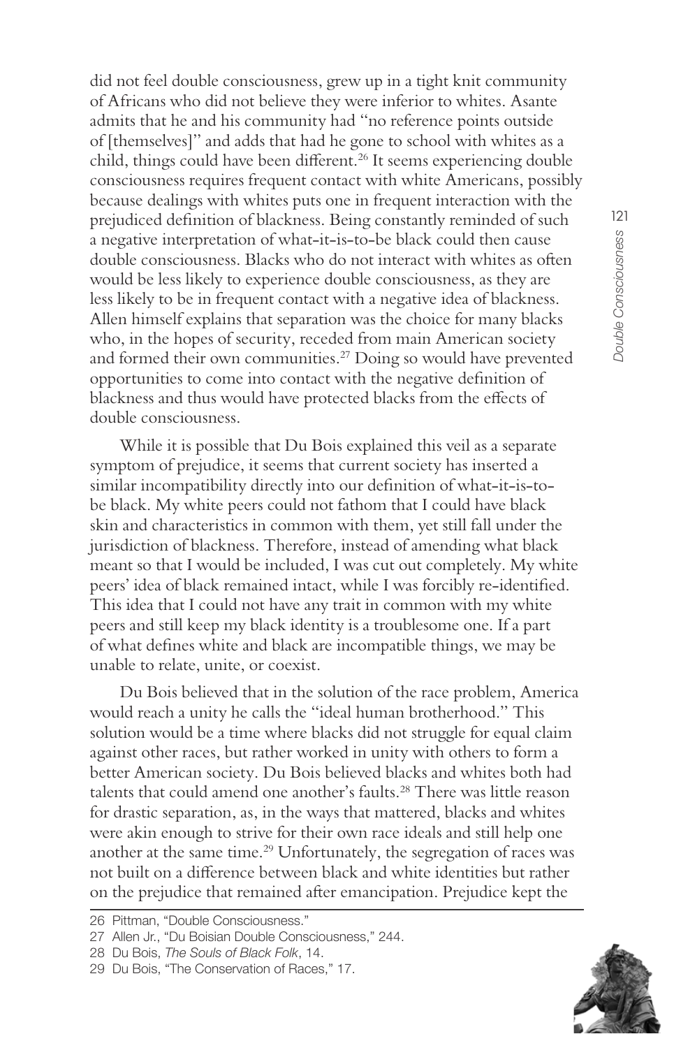did not feel double consciousness, grew up in a tight knit community of Africans who did not believe they were inferior to whites. Asante admits that he and his community had "no reference points outside of [themselves]" and adds that had he gone to school with whites as a child, things could have been different.[26] It seems experiencing double consciousness requires frequent contact with white Americans, possibly because dealings with whites puts one in frequent interaction with the prejudiced definition of blackness. Being constantly reminded of such a negative interpretation of what-it-is-to-be black could then cause double consciousness. Blacks who do not interact with whites as often would be less likely to experience double consciousness, as they are less likely to be in frequent contact with a negative idea of blackness. Allen himself explains that separation was the choice for many blacks who, in the hopes of security, receded from main American society and formed their own communities.[27] Doing so would have prevented opportunities to come into contact with the negative definition of blackness and thus would have protected blacks from the effects of double consciousness.

While it is possible that Du Bois explained this veil as a separate symptom of prejudice, it seems that current society has inserted a similar incompatibility directly into our definition of what-it-is-to-be black. My white peers could not fathom that I could have black skin and characteristics in common with them, yet still fall under the jurisdiction of blackness. Therefore, instead of amending what black meant so that I would be included, I was cut out completely. My white peers' idea of black remained intact, while I was forcibly re-identified. This idea that I could not have any trait in common with my white peers and still keep my black identity is a troublesome one. If a part of what defines white and black are incompatible things, we may be unable to relate, unite, or coexist.

Du Bois believed that in the solution of the race problem, America would reach a unity he calls the "ideal human brotherhood." This solution would be a time where blacks did not struggle for equal claim against other races, but rather worked in unity with others to form a better American society. Du Bois believed blacks and whites both had talents that could amend one another's faults.[28] There was little reason for drastic separation, as, in the ways that mattered, blacks and whites were akin enough to strive for their own race ideals and still help one another at the same time.[29] Unfortunately, the segregation of races was not built on a difference between black and white identities but rather on the prejudice that remained after emancipation. Prejudice kept the

26 Pittman, "Double Consciousness."

27 Allen Jr., "Du Boisian Double Consciousness," 244.

28 Du Bois, *The Souls of Black Folk*, 14.

29 Du Bois, "The Conservation of Races," 17.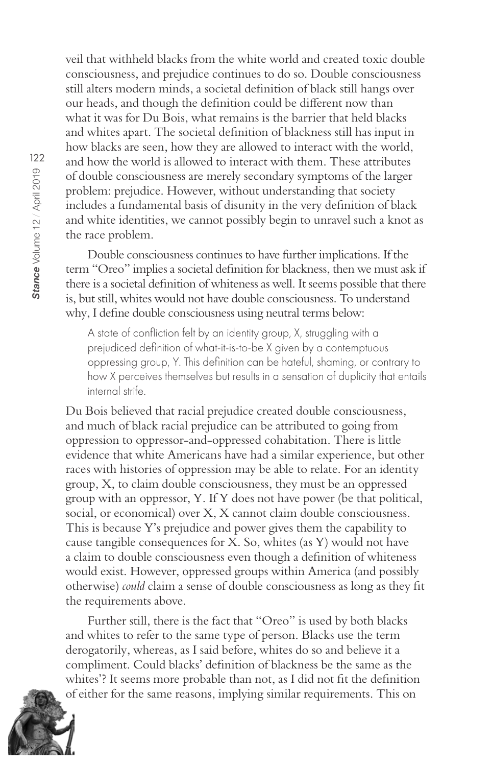veil that withheld blacks from the white world and created toxic double consciousness, and prejudice continues to do so. Double consciousness still alters modern minds, a societal definition of black still hangs over our heads, and though the definition could be different now than what it was for Du Bois, what remains is the barrier that held blacks and whites apart. The societal definition of blackness still has input in how blacks are seen, how they are allowed to interact with the world, and how the world is allowed to interact with them. These attributes of double consciousness are merely secondary symptoms of the larger problem: prejudice. However, without understanding that society includes a fundamental basis of disunity in the very definition of black and white identities, we cannot possibly begin to unravel such a knot as the race problem.

Double consciousness continues to have further implications. If the term "Oreo" implies a societal definition for blackness, then we must ask if there is a societal definition of whiteness as well. It seems possible that there is, but still, whites would not have double consciousness. To understand why, I define double consciousness using neutral terms below:

> A state of confliction felt by an identity group, X, struggling with a prejudiced definition of what-it-is-to-be X given by a contemptuous oppressing group, Y. This definition can be hateful, shaming, or contrary to how X perceives themselves but results in a sensation of duplicity that entails internal strife.

Du Bois believed that racial prejudice created double consciousness, and much of black racial prejudice can be attributed to going from oppression to oppressor-and-oppressed cohabitation. There is little evidence that white Americans have had a similar experience, but other races with histories of oppression may be able to relate. For an identity group, X, to claim double consciousness, they must be an oppressed group with an oppressor, Y. If Y does not have power (be that political, social, or economical) over X, X cannot claim double consciousness. This is because Y's prejudice and power gives them the capability to cause tangible consequences for X. So, whites (as Y) would not have a claim to double consciousness even though a definition of whiteness would exist. However, oppressed groups within America (and possibly otherwise) *could* claim a sense of double consciousness as long as they fit the requirements above.

Further still, there is the fact that "Oreo" is used by both blacks and whites to refer to the same type of person. Blacks use the term derogatorily, whereas, as I said before, whites do so and believe it a compliment. Could blacks' definition of blackness be the same as the whites'? It seems more probable than not, as I did not fit the definition of either for the same reasons, implying similar requirements. This on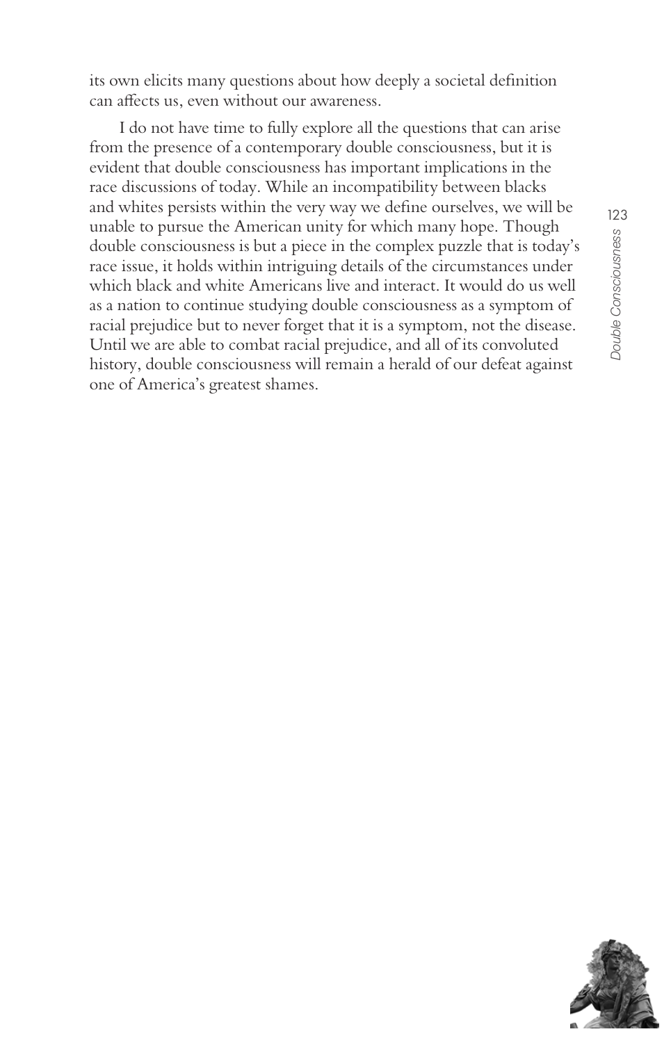its own elicits many questions about how deeply a societal definition can affects us, even without our awareness.

I do not have time to fully explore all the questions that can arise from the presence of a contemporary double consciousness, but it is evident that double consciousness has important implications in the race discussions of today. While an incompatibility between blacks and whites persists within the very way we define ourselves, we will be unable to pursue the American unity for which many hope. Though double consciousness is but a piece in the complex puzzle that is today's race issue, it holds within intriguing details of the circumstances under which black and white Americans live and interact. It would do us well as a nation to continue studying double consciousness as a symptom of racial prejudice but to never forget that it is a symptom, not the disease. Until we are able to combat racial prejudice, and all of its convoluted history, double consciousness will remain a herald of our defeat against one of America's greatest shames.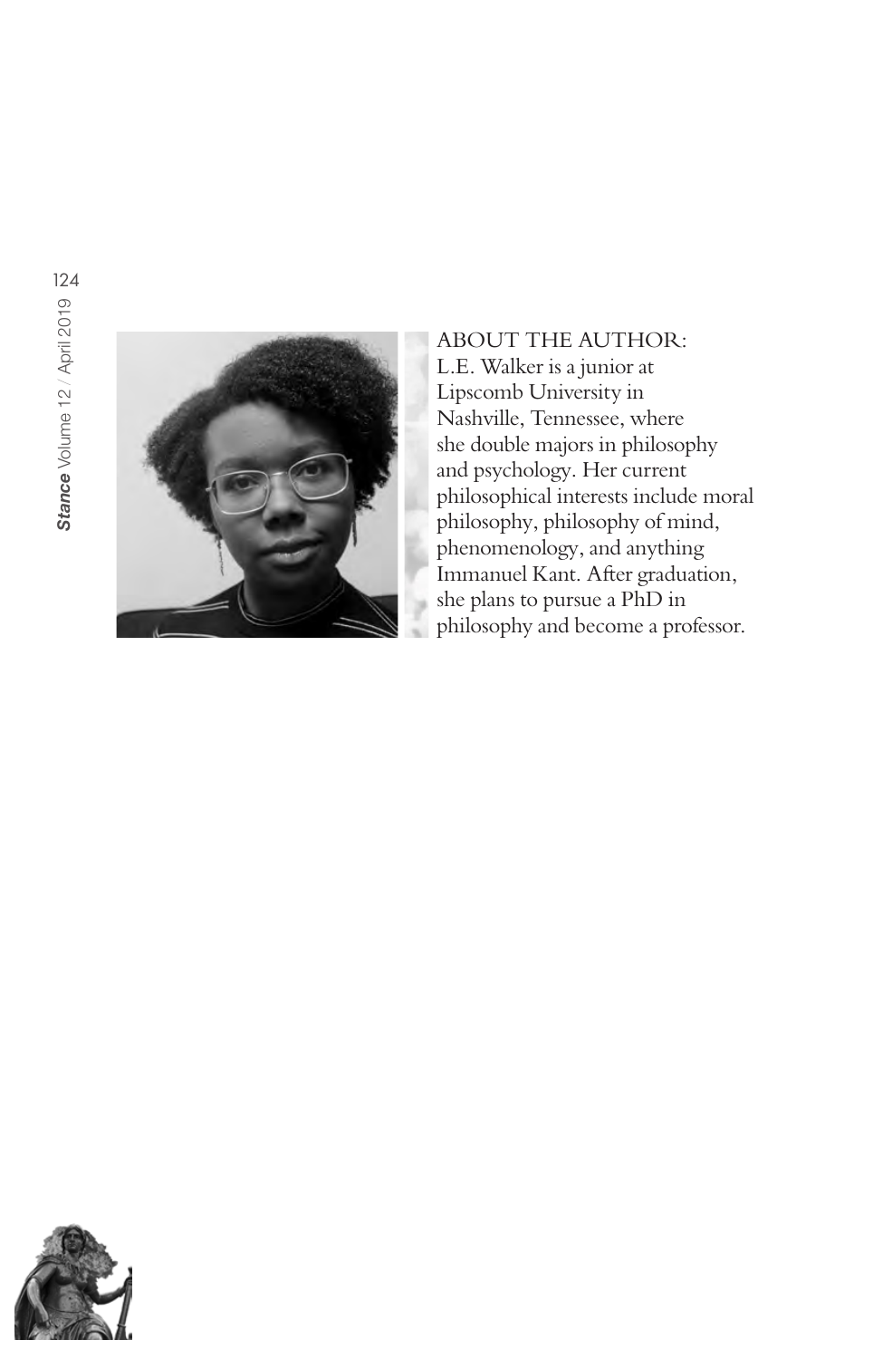ABOUT THE AUTHOR:
L.E. Walker is a junior at Lipscomb University in Nashville, Tennessee, where she double majors in philosophy and psychology. Her current philosophical interests include moral philosophy, philosophy of mind, phenomenology, and anything Immanuel Kant. After graduation, she plans to pursue a PhD in philosophy and become a professor.